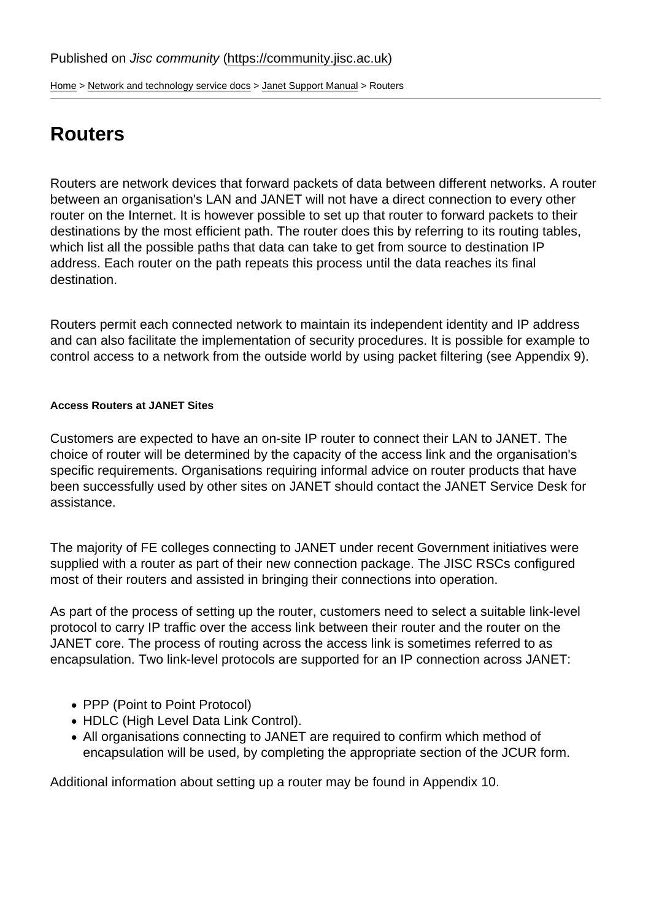Published on *Jisc community* (https://community.jisc.ac.uk)

Home > Network and technology service docs > Janet Support Manual > Routers

# Routers

Routers are network devices that forward packets of data between different networks. A router between an organisation's LAN and JANET will not have a direct connection to every other router on the Internet. It is however possible to set up that router to forward packets to their destinations by the most efficient path. The router does this by referring to its routing tables, which list all the possible paths that data can take to get from source to destination IP address. Each router on the path repeats this process until the data reaches its final destination.

Routers permit each connected network to maintain its independent identity and IP address and can also facilitate the implementation of security procedures. It is possible for example to control access to a network from the outside world by using packet filtering (see Appendix 9).

#### Access Routers at JANET Sites

Customers are expected to have an on-site IP router to connect their LAN to JANET. The choice of router will be determined by the capacity of the access link and the organisation's specific requirements. Organisations requiring informal advice on router products that have been successfully used by other sites on JANET should contact the JANET Service Desk for assistance.

The majority of FE colleges connecting to JANET under recent Government initiatives were supplied with a router as part of their new connection package. The JISC RSCs configured most of their routers and assisted in bringing their connections into operation.

As part of the process of setting up the router, customers need to select a suitable link-level protocol to carry IP traffic over the access link between their router and the router on the JANET core. The process of routing across the access link is sometimes referred to as encapsulation. Two link-level protocols are supported for an IP connection across JANET:

- PPP (Point to Point Protocol)
- HDLC (High Level Data Link Control).
- All organisations connecting to JANET are required to confirm which method of encapsulation will be used, by completing the appropriate section of the JCUR form.

Additional information about setting up a router may be found in Appendix 10.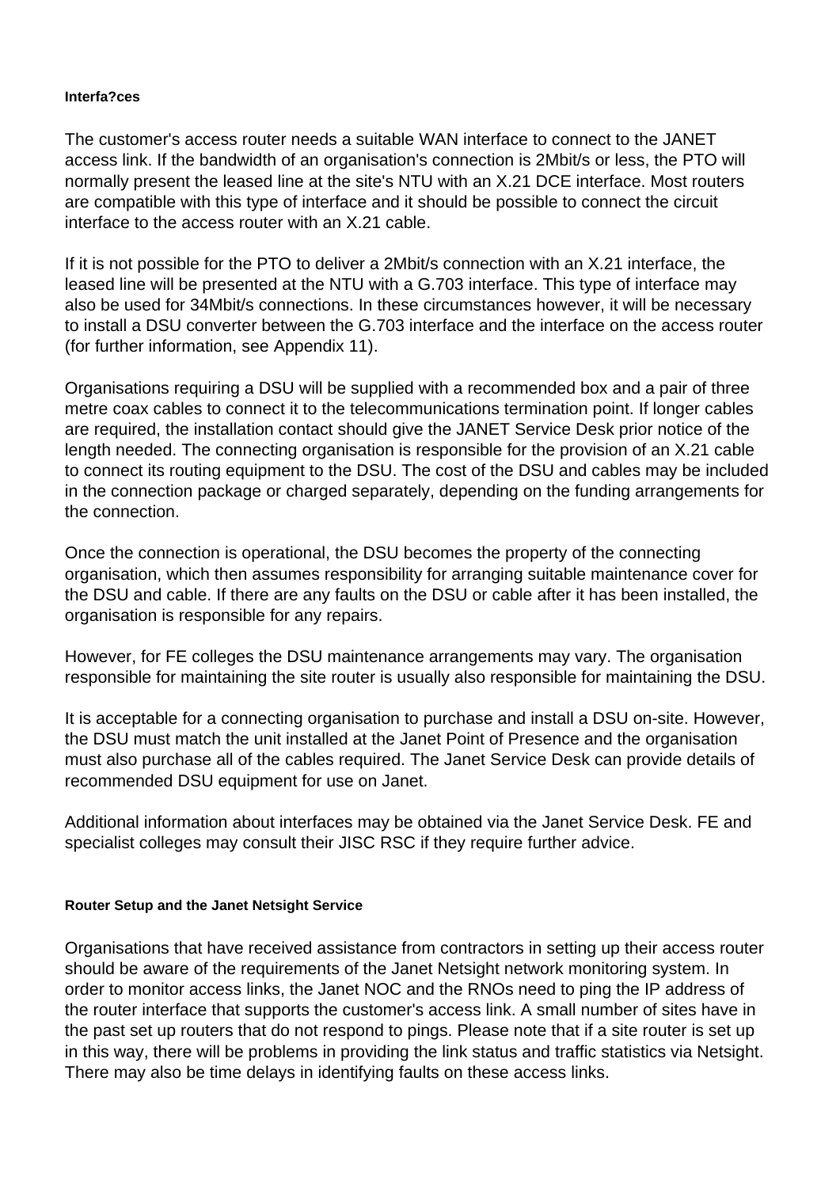#### Interfa?ces

The customer's access router needs a suitable WAN interface to connect to the JANET access link. If the bandwidth of an organisation's connection is 2Mbit/s or less, the PTO will normally present the leased line at the site's NTU with an X.21 DCE interface. Most routers are compatible with this type of interface and it should be possible to connect the circuit interface to the access router with an X.21 cable.

If it is not possible for the PTO to deliver a 2Mbit/s connection with an X.21 interface, the leased line will be presented at the NTU with a G.703 interface. This type of interface may also be used for 34Mbit/s connections. In these circumstances however, it will be necessary to install a DSU converter between the G.703 interface and the interface on the access router (for further information, see Appendix 11).

Organisations requiring a DSU will be supplied with a recommended box and a pair of three metre coax cables to connect it to the telecommunications termination point. If longer cables are required, the installation contact should give the JANET Service Desk prior notice of the length needed. The connecting organisation is responsible for the provision of an X.21 cable to connect its routing equipment to the DSU. The cost of the DSU and cables may be included in the connection package or charged separately, depending on the funding arrangements for the connection.

Once the connection is operational, the DSU becomes the property of the connecting organisation, which then assumes responsibility for arranging suitable maintenance cover for the DSU and cable. If there are any faults on the DSU or cable after it has been installed, the organisation is responsible for any repairs.

However, for FE colleges the DSU maintenance arrangements may vary. The organisation responsible for maintaining the site router is usually also responsible for maintaining the DSU.

It is acceptable for a connecting organisation to purchase and install a DSU on-site. However, the DSU must match the unit installed at the Janet Point of Presence and the organisation must also purchase all of the cables required. The Janet Service Desk can provide details of recommended DSU equipment for use on Janet.

Additional information about interfaces may be obtained via the Janet Service Desk. FE and specialist colleges may consult their JISC RSC if they require further advice.

#### Router Setup and the Janet Netsight Service

Organisations that have received assistance from contractors in setting up their access router should be aware of the requirements of the Janet Netsight network monitoring system. In order to monitor access links, the Janet NOC and the RNOs need to ping the IP address of the router interface that supports the customer's access link. A small number of sites have in the past set up routers that do not respond to pings. Please note that if a site router is set up in this way, there will be problems in providing the link status and traffic statistics via Netsight. There may also be time delays in identifying faults on these access links.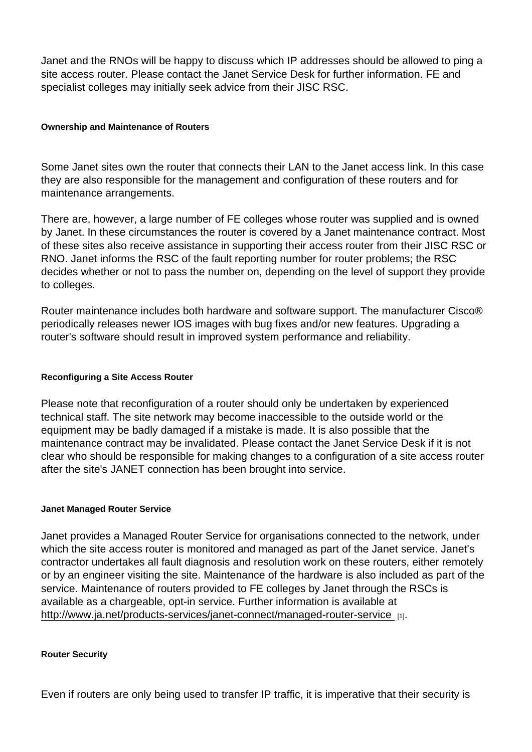Janet and the RNOs will be happy to discuss which IP addresses should be allowed to ping a site access router. Please contact the Janet Service Desk for further information. FE and specialist colleges may initially seek advice from their JISC RSC.

#### Ownership and Maintenance of Routers

Some Janet sites own the router that connects their LAN to the Janet access link. In this case they are also responsible for the management and configuration of these routers and for maintenance arrangements.

There are, however, a large number of FE colleges whose router was supplied and is owned by Janet. In these circumstances the router is covered by a Janet maintenance contract. Most of these sites also receive assistance in supporting their access router from their JISC RSC or RNO. Janet informs the RSC of the fault reporting number for router problems; the RSC decides whether or not to pass the number on, depending on the level of support they provide to colleges.

Router maintenance includes both hardware and software support. The manufacturer Cisco® periodically releases newer IOS images with bug fixes and/or new features. Upgrading a router's software should result in improved system performance and reliability.

#### Reconfiguring a Site Access Router

Please note that reconfiguration of a router should only be undertaken by experienced technical staff. The site network may become inaccessible to the outside world or the equipment may be badly damaged if a mistake is made. It is also possible that the maintenance contract may be invalidated. Please contact the Janet Service Desk if it is not clear who should be responsible for making changes to a configuration of a site access router after the site's JANET connection has been brought into service.

#### Janet Managed Router Service

Janet provides a Managed Router Service for organisations connected to the network, under which the site access router is monitored and managed as part of the Janet service. Janet's contractor undertakes all fault diagnosis and resolution work on these routers, either remotely or by an engineer visiting the site. Maintenance of the hardware is also included as part of the service. Maintenance of routers provided to FE colleges by Janet through the RSCs is available as a chargeable, opt-in service. Further information is available at http://www.ja.net/products-services/janet-connect/managed-router-service [1].

#### Router Security

Even if routers are only being used to transfer IP traffic, it is imperative that their security is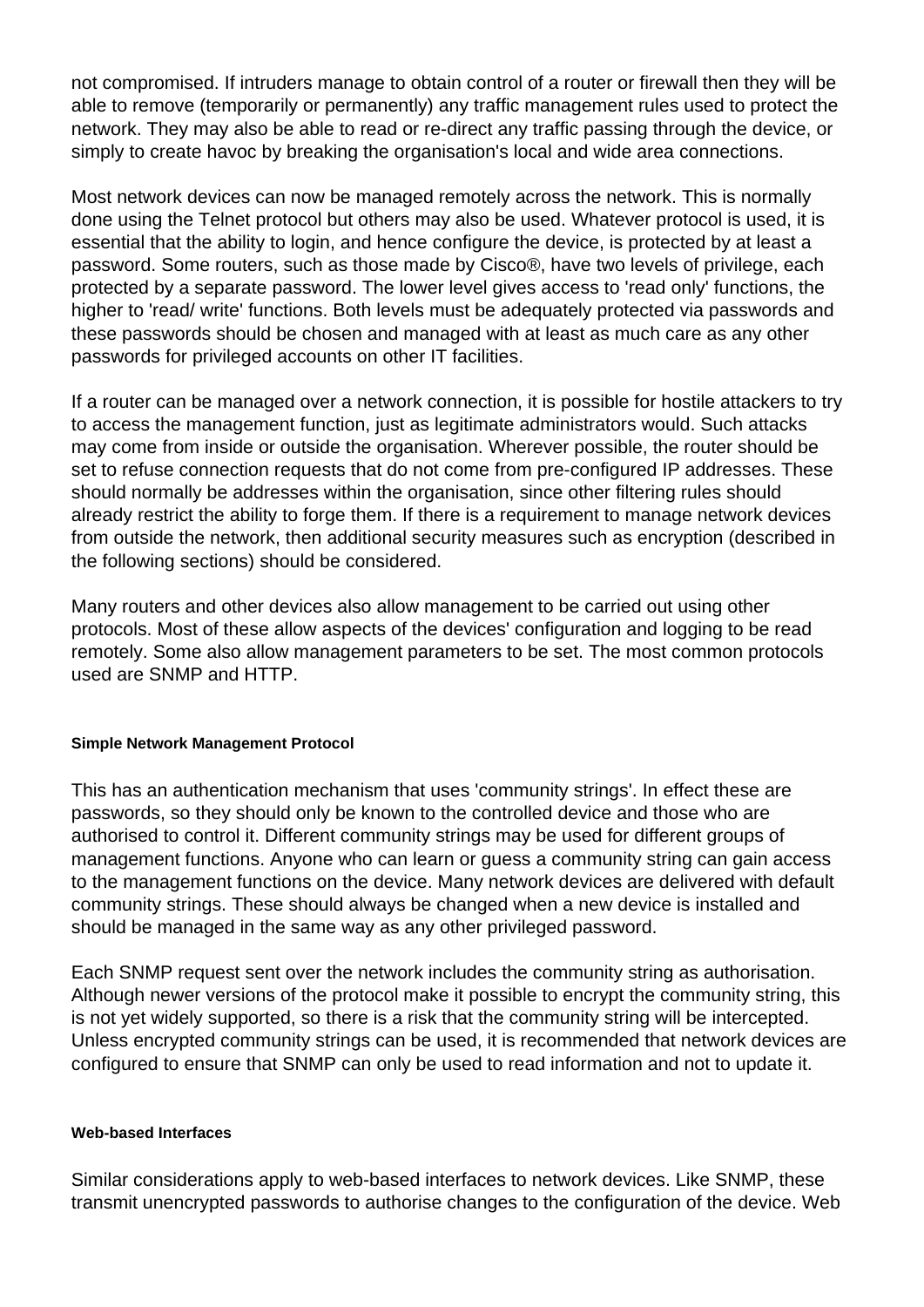not compromised. If intruders manage to obtain control of a router or firewall then they will be able to remove (temporarily or permanently) any traffic management rules used to protect the network. They may also be able to read or re-direct any traffic passing through the device, or simply to create havoc by breaking the organisation's local and wide area connections.

Most network devices can now be managed remotely across the network. This is normally done using the Telnet protocol but others may also be used. Whatever protocol is used, it is essential that the ability to login, and hence configure the device, is protected by at least a password. Some routers, such as those made by Cisco®, have two levels of privilege, each protected by a separate password. The lower level gives access to 'read only' functions, the higher to 'read/ write' functions. Both levels must be adequately protected via passwords and these passwords should be chosen and managed with at least as much care as any other passwords for privileged accounts on other IT facilities.

If a router can be managed over a network connection, it is possible for hostile attackers to try to access the management function, just as legitimate administrators would. Such attacks may come from inside or outside the organisation. Wherever possible, the router should be set to refuse connection requests that do not come from pre-configured IP addresses. These should normally be addresses within the organisation, since other filtering rules should already restrict the ability to forge them. If there is a requirement to manage network devices from outside the network, then additional security measures such as encryption (described in the following sections) should be considered.

Many routers and other devices also allow management to be carried out using other protocols. Most of these allow aspects of the devices' configuration and logging to be read remotely. Some also allow management parameters to be set. The most common protocols used are SNMP and HTTP.

#### Simple Network Management Protocol

This has an authentication mechanism that uses 'community strings'. In effect these are passwords, so they should only be known to the controlled device and those who are authorised to control it. Different community strings may be used for different groups of management functions. Anyone who can learn or guess a community string can gain access to the management functions on the device. Many network devices are delivered with default community strings. These should always be changed when a new device is installed and should be managed in the same way as any other privileged password.

Each SNMP request sent over the network includes the community string as authorisation. Although newer versions of the protocol make it possible to encrypt the community string, this is not yet widely supported, so there is a risk that the community string will be intercepted. Unless encrypted community strings can be used, it is recommended that network devices are configured to ensure that SNMP can only be used to read information and not to update it.

#### Web-based Interfaces

Similar considerations apply to web-based interfaces to network devices. Like SNMP, these transmit unencrypted passwords to authorise changes to the configuration of the device. Web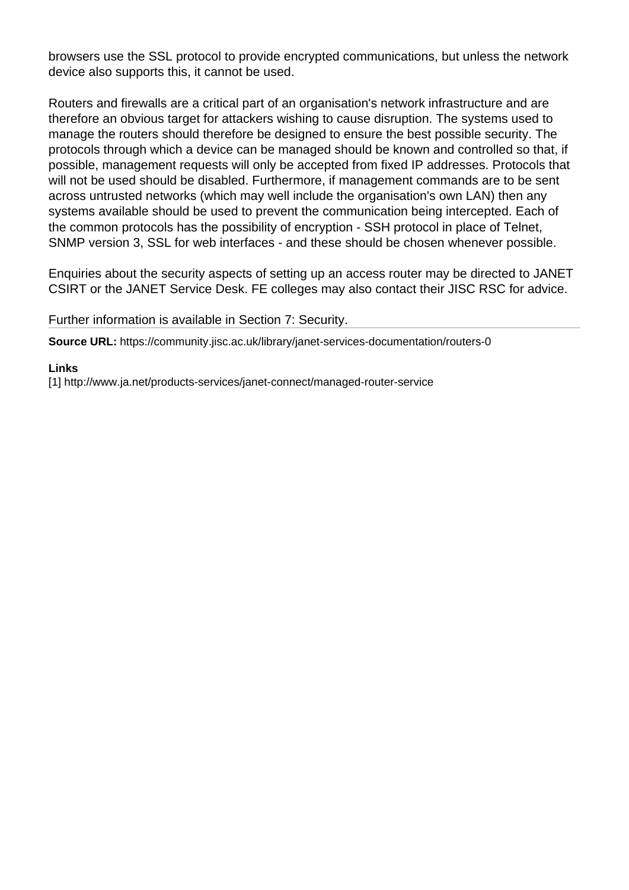browsers use the SSL protocol to provide encrypted communications, but unless the network device also supports this, it cannot be used.

Routers and firewalls are a critical part of an organisation's network infrastructure and are therefore an obvious target for attackers wishing to cause disruption. The systems used to manage the routers should therefore be designed to ensure the best possible security. The protocols through which a device can be managed should be known and controlled so that, if possible, management requests will only be accepted from fixed IP addresses. Protocols that will not be used should be disabled. Furthermore, if management commands are to be sent across untrusted networks (which may well include the organisation's own LAN) then any systems available should be used to prevent the communication being intercepted. Each of the common protocols has the possibility of encryption - SSH protocol in place of Telnet, SNMP version 3, SSL for web interfaces - and these should be chosen whenever possible.

Enquiries about the security aspects of setting up an access router may be directed to JANET CSIRT or the JANET Service Desk. FE colleges may also contact their JISC RSC for advice.

Further information is available in Section 7: Security.

**Source URL:** https://community.jisc.ac.uk/library/janet-services-documentation/routers-0

**Links**
[1] http://www.ja.net/products-services/janet-connect/managed-router-service